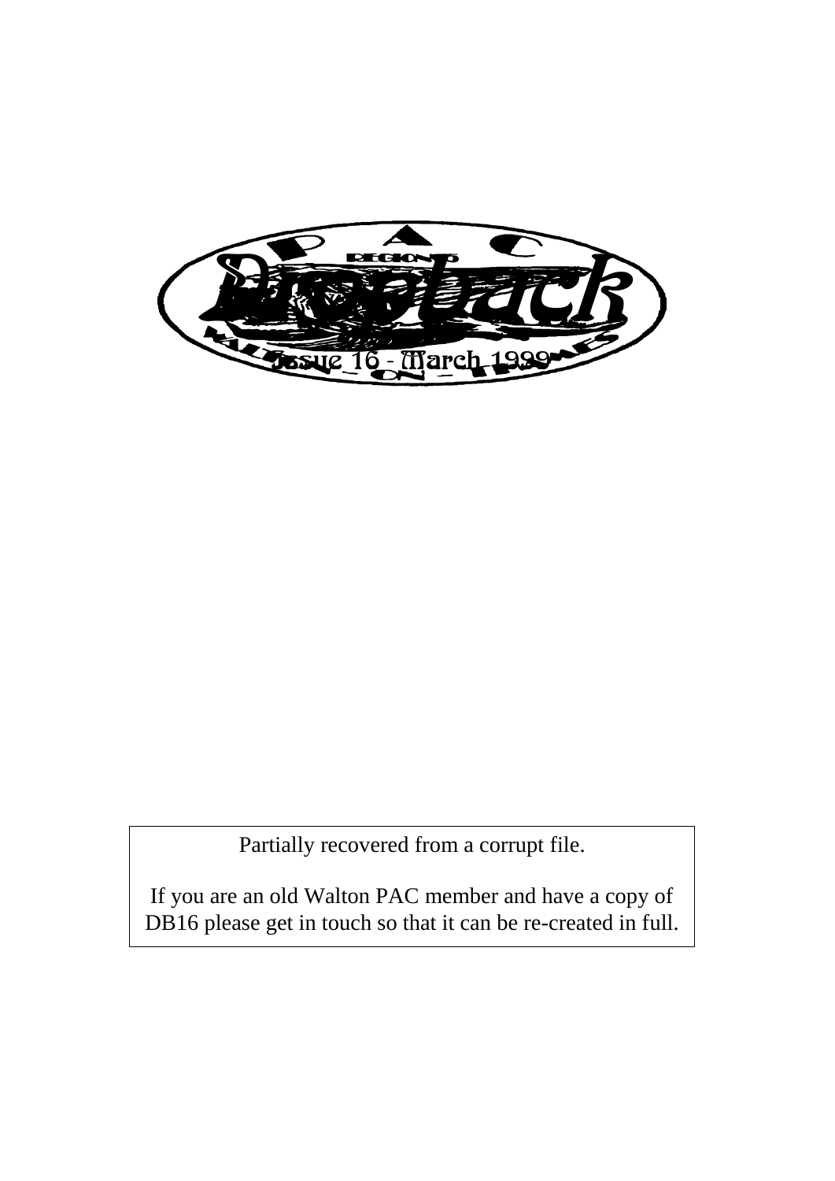# Dropback

PAC Region 5 — Walton on Thames

Issue 16 - March 1999

Partially recovered from a corrupt file.

If you are an old Walton PAC member and have a copy of DB16 please get in touch so that it can be re-created in full.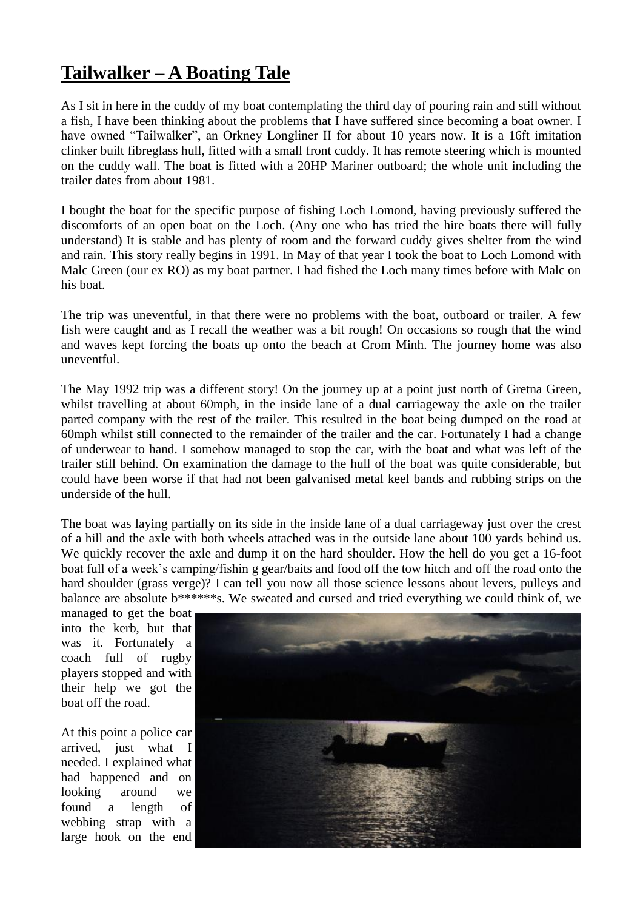## **Tailwalker – A Boating Tale**

As I sit in here in the cuddy of my boat contemplating the third day of pouring rain and still without a fish, I have been thinking about the problems that I have suffered since becoming a boat owner. I have owned "Tailwalker", an Orkney Longliner II for about 10 years now. It is a 16ft imitation clinker built fibreglass hull, fitted with a small front cuddy. It has remote steering which is mounted on the cuddy wall. The boat is fitted with a 20HP Mariner outboard; the whole unit including the trailer dates from about 1981.

I bought the boat for the specific purpose of fishing Loch Lomond, having previously suffered the discomforts of an open boat on the Loch. (Any one who has tried the hire boats there will fully understand) It is stable and has plenty of room and the forward cuddy gives shelter from the wind and rain. This story really begins in 1991. In May of that year I took the boat to Loch Lomond with Malc Green (our ex RO) as my boat partner. I had fished the Loch many times before with Malc on his boat.

The trip was uneventful, in that there were no problems with the boat, outboard or trailer. A few fish were caught and as I recall the weather was a bit rough! On occasions so rough that the wind and waves kept forcing the boats up onto the beach at Crom Minh. The journey home was also uneventful.

The May 1992 trip was a different story! On the journey up at a point just north of Gretna Green, whilst travelling at about 60mph, in the inside lane of a dual carriageway the axle on the trailer parted company with the rest of the trailer. This resulted in the boat being dumped on the road at 60mph whilst still connected to the remainder of the trailer and the car. Fortunately I had a change of underwear to hand. I somehow managed to stop the car, with the boat and what was left of the trailer still behind. On examination the damage to the hull of the boat was quite considerable, but could have been worse if that had not been galvanised metal keel bands and rubbing strips on the underside of the hull.

The boat was laying partially on its side in the inside lane of a dual carriageway just over the crest of a hill and the axle with both wheels attached was in the outside lane about 100 yards behind us. We quickly recover the axle and dump it on the hard shoulder. How the hell do you get a 16-foot boat full of a week's camping/fishin g gear/baits and food off the tow hitch and off the road onto the hard shoulder (grass verge)? I can tell you now all those science lessons about levers, pulleys and balance are absolute b******s. We sweated and cursed and tried everything we could think of, we managed to get the boat into the kerb, but that was it. Fortunately a coach full of rugby players stopped and with their help we got the boat off the road.

At this point a police car arrived, just what I needed. I explained what had happened and on looking around we found a length of webbing strap with a large hook on the end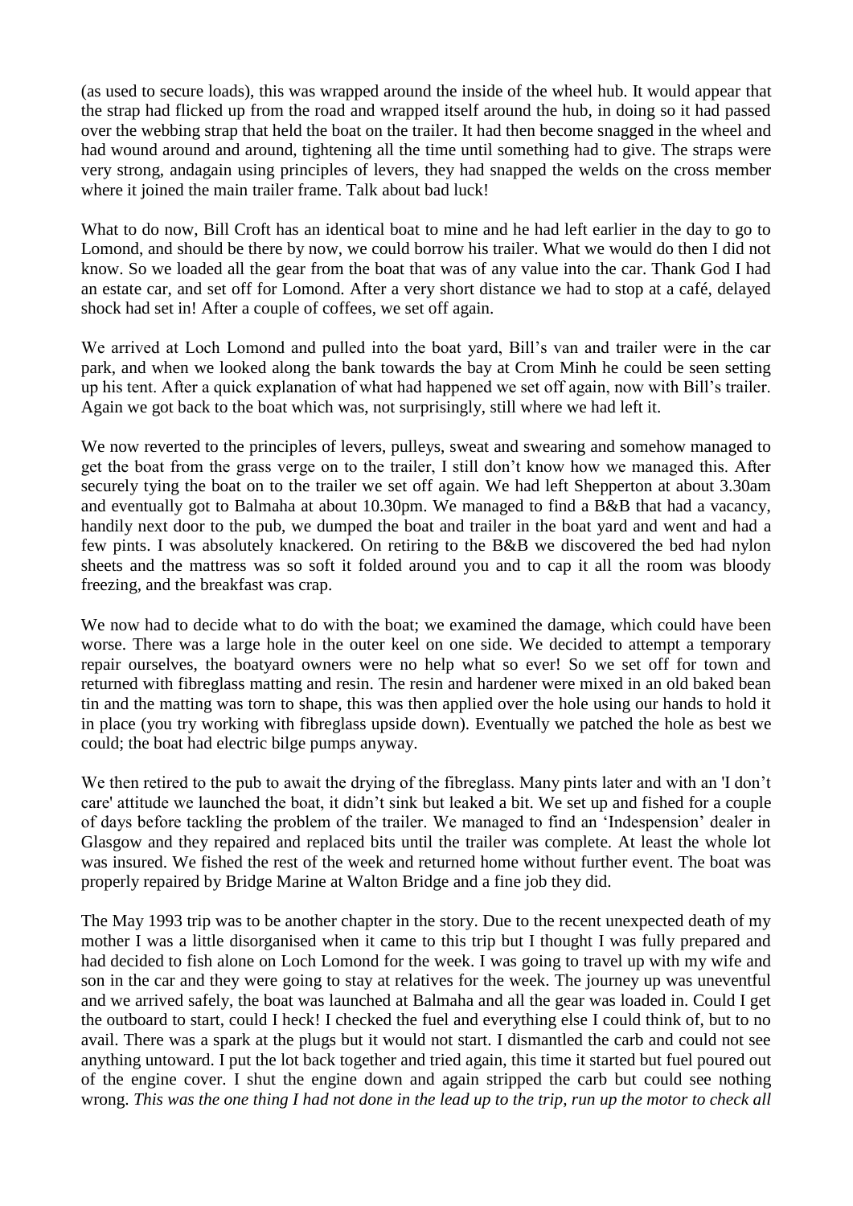(as used to secure loads), this was wrapped around the inside of the wheel hub. It would appear that the strap had flicked up from the road and wrapped itself around the hub, in doing so it had passed over the webbing strap that held the boat on the trailer. It had then become snagged in the wheel and had wound around and around, tightening all the time until something had to give. The straps were very strong, andagain using principles of levers, they had snapped the welds on the cross member where it joined the main trailer frame. Talk about bad luck!

What to do now, Bill Croft has an identical boat to mine and he had left earlier in the day to go to Lomond, and should be there by now, we could borrow his trailer. What we would do then I did not know. So we loaded all the gear from the boat that was of any value into the car. Thank God I had an estate car, and set off for Lomond. After a very short distance we had to stop at a café, delayed shock had set in! After a couple of coffees, we set off again.

We arrived at Loch Lomond and pulled into the boat yard, Bill's van and trailer were in the car park, and when we looked along the bank towards the bay at Crom Minh he could be seen setting up his tent. After a quick explanation of what had happened we set off again, now with Bill's trailer. Again we got back to the boat which was, not surprisingly, still where we had left it.

We now reverted to the principles of levers, pulleys, sweat and swearing and somehow managed to get the boat from the grass verge on to the trailer, I still don't know how we managed this. After securely tying the boat on to the trailer we set off again. We had left Shepperton at about 3.30am and eventually got to Balmaha at about 10.30pm. We managed to find a B&B that had a vacancy, handily next door to the pub, we dumped the boat and trailer in the boat yard and went and had a few pints. I was absolutely knackered. On retiring to the B&B we discovered the bed had nylon sheets and the mattress was so soft it folded around you and to cap it all the room was bloody freezing, and the breakfast was crap.

We now had to decide what to do with the boat; we examined the damage, which could have been worse. There was a large hole in the outer keel on one side. We decided to attempt a temporary repair ourselves, the boatyard owners were no help what so ever! So we set off for town and returned with fibreglass matting and resin. The resin and hardener were mixed in an old baked bean tin and the matting was torn to shape, this was then applied over the hole using our hands to hold it in place (you try working with fibreglass upside down). Eventually we patched the hole as best we could; the boat had electric bilge pumps anyway.

We then retired to the pub to await the drying of the fibreglass. Many pints later and with an 'I don't care' attitude we launched the boat, it didn't sink but leaked a bit. We set up and fished for a couple of days before tackling the problem of the trailer. We managed to find an 'Indespension' dealer in Glasgow and they repaired and replaced bits until the trailer was complete. At least the whole lot was insured. We fished the rest of the week and returned home without further event. The boat was properly repaired by Bridge Marine at Walton Bridge and a fine job they did.

The May 1993 trip was to be another chapter in the story. Due to the recent unexpected death of my mother I was a little disorganised when it came to this trip but I thought I was fully prepared and had decided to fish alone on Loch Lomond for the week. I was going to travel up with my wife and son in the car and they were going to stay at relatives for the week. The journey up was uneventful and we arrived safely, the boat was launched at Balmaha and all the gear was loaded in. Could I get the outboard to start, could I heck! I checked the fuel and everything else I could think of, but to no avail. There was a spark at the plugs but it would not start. I dismantled the carb and could not see anything untoward. I put the lot back together and tried again, this time it started but fuel poured out of the engine cover. I shut the engine down and again stripped the carb but could see nothing wrong. *This was the one thing I had not done in the lead up to the trip, run up the motor to check all*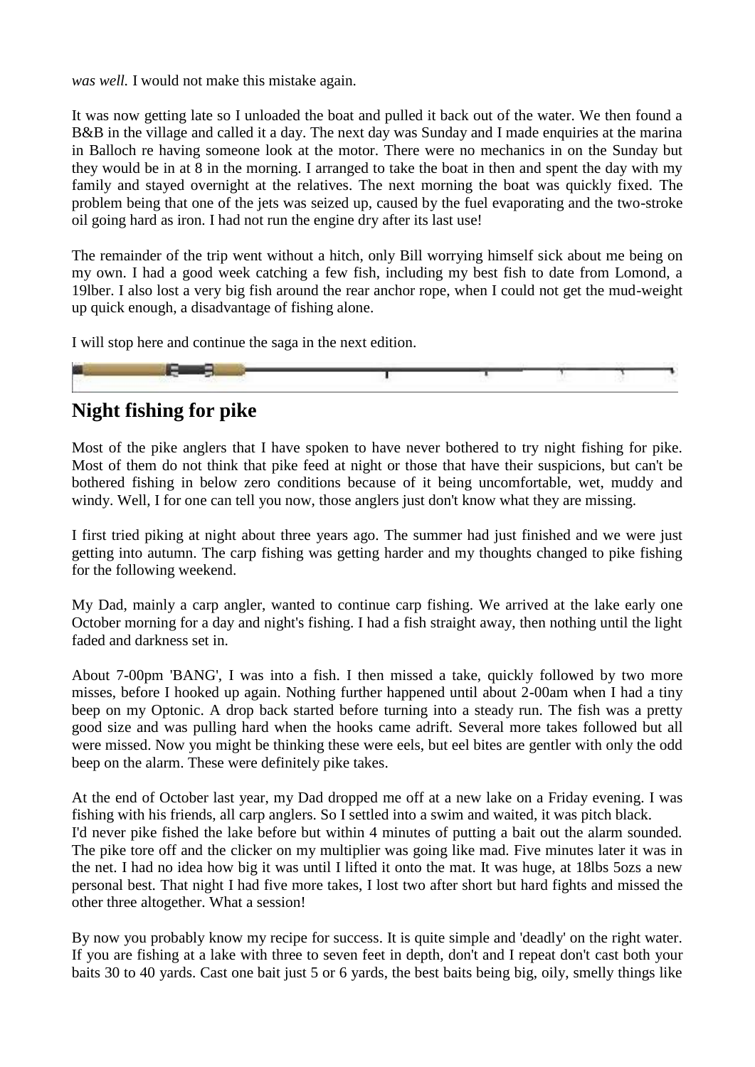*was well.* I would not make this mistake again.

It was now getting late so I unloaded the boat and pulled it back out of the water. We then found a B&B in the village and called it a day. The next day was Sunday and I made enquiries at the marina in Balloch re having someone look at the motor. There were no mechanics in on the Sunday but they would be in at 8 in the morning. I arranged to take the boat in then and spent the day with my family and stayed overnight at the relatives. The next morning the boat was quickly fixed. The problem being that one of the jets was seized up, caused by the fuel evaporating and the two-stroke oil going hard as iron. I had not run the engine dry after its last use!

The remainder of the trip went without a hitch, only Bill worrying himself sick about me being on my own. I had a good week catching a few fish, including my best fish to date from Lomond, a 19lber. I also lost a very big fish around the rear anchor rope, when I could not get the mud-weight up quick enough, a disadvantage of fishing alone.

I will stop here and continue the saga in the next edition.

## Night fishing for pike

Most of the pike anglers that I have spoken to have never bothered to try night fishing for pike. Most of them do not think that pike feed at night or those that have their suspicions, but can't be bothered fishing in below zero conditions because of it being uncomfortable, wet, muddy and windy. Well, I for one can tell you now, those anglers just don't know what they are missing.

I first tried piking at night about three years ago. The summer had just finished and we were just getting into autumn. The carp fishing was getting harder and my thoughts changed to pike fishing for the following weekend.

My Dad, mainly a carp angler, wanted to continue carp fishing. We arrived at the lake early one October morning for a day and night's fishing. I had a fish straight away, then nothing until the light faded and darkness set in.

About 7-00pm 'BANG', I was into a fish. I then missed a take, quickly followed by two more misses, before I hooked up again. Nothing further happened until about 2-00am when I had a tiny beep on my Optonic. A drop back started before turning into a steady run. The fish was a pretty good size and was pulling hard when the hooks came adrift. Several more takes followed but all were missed. Now you might be thinking these were eels, but eel bites are gentler with only the odd beep on the alarm. These were definitely pike takes.

At the end of October last year, my Dad dropped me off at a new lake on a Friday evening. I was fishing with his friends, all carp anglers. So I settled into a swim and waited, it was pitch black.
I'd never pike fished the lake before but within 4 minutes of putting a bait out the alarm sounded. The pike tore off and the clicker on my multiplier was going like mad. Five minutes later it was in the net. I had no idea how big it was until I lifted it onto the mat. It was huge, at 18lbs 5ozs a new personal best. That night I had five more takes, I lost two after short but hard fights and missed the other three altogether. What a session!

By now you probably know my recipe for success. It is quite simple and 'deadly' on the right water. If you are fishing at a lake with three to seven feet in depth, don't and I repeat don't cast both your baits 30 to 40 yards. Cast one bait just 5 or 6 yards, the best baits being big, oily, smelly things like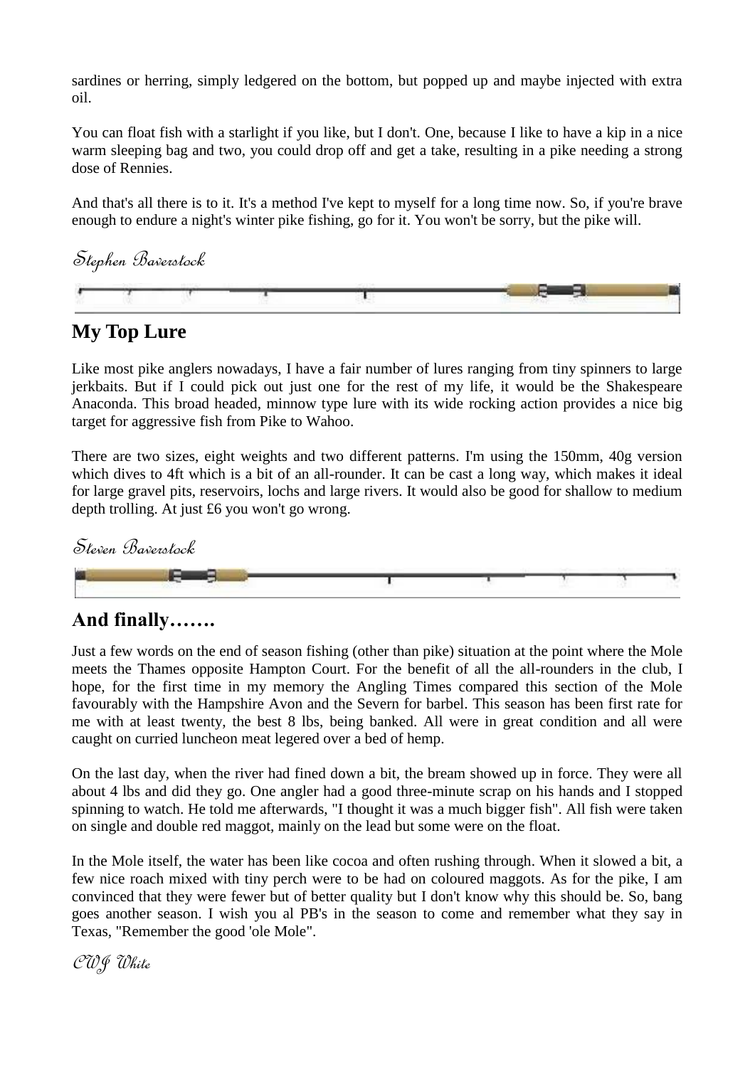sardines or herring, simply ledgered on the bottom, but popped up and maybe injected with extra oil.

You can float fish with a starlight if you like, but I don't. One, because I like to have a kip in a nice warm sleeping bag and two, you could drop off and get a take, resulting in a pike needing a strong dose of Rennies.

And that's all there is to it. It's a method I've kept to myself for a long time now. So, if you're brave enough to endure a night's winter pike fishing, go for it. You won't be sorry, but the pike will.

*Stephen Baverstock*

## My Top Lure

Like most pike anglers nowadays, I have a fair number of lures ranging from tiny spinners to large jerkbaits. But if I could pick out just one for the rest of my life, it would be the Shakespeare Anaconda. This broad headed, minnow type lure with its wide rocking action provides a nice big target for aggressive fish from Pike to Wahoo.

There are two sizes, eight weights and two different patterns. I'm using the 150mm, 40g version which dives to 4ft which is a bit of an all-rounder. It can be cast a long way, which makes it ideal for large gravel pits, reservoirs, lochs and large rivers. It would also be good for shallow to medium depth trolling. At just £6 you won't go wrong.

*Steven Baverstock*

## And finally…….

Just a few words on the end of season fishing (other than pike) situation at the point where the Mole meets the Thames opposite Hampton Court. For the benefit of all the all-rounders in the club, I hope, for the first time in my memory the Angling Times compared this section of the Mole favourably with the Hampshire Avon and the Severn for barbel. This season has been first rate for me with at least twenty, the best 8 lbs, being banked. All were in great condition and all were caught on curried luncheon meat legered over a bed of hemp.

On the last day, when the river had fined down a bit, the bream showed up in force. They were all about 4 lbs and did they go. One angler had a good three-minute scrap on his hands and I stopped spinning to watch. He told me afterwards, "I thought it was a much bigger fish". All fish were taken on single and double red maggot, mainly on the lead but some were on the float.

In the Mole itself, the water has been like cocoa and often rushing through. When it slowed a bit, a few nice roach mixed with tiny perch were to be had on coloured maggots. As for the pike, I am convinced that they were fewer but of better quality but I don't know why this should be. So, bang goes another season. I wish you al PB's in the season to come and remember what they say in Texas, "Remember the good 'ole Mole".

*CWJ White*